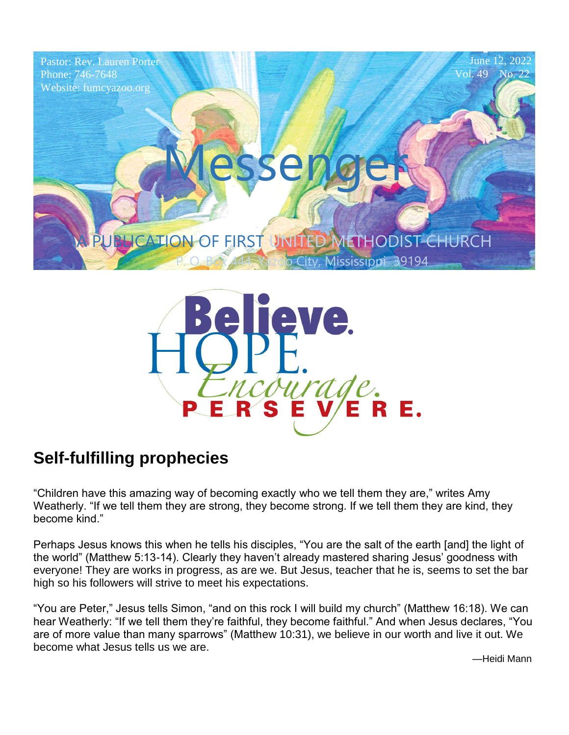Pastor: Rev. Lauren Porter
Phone: 746-7648
Website: fumcyazoo.org

June 12, 2022
Vol. 49 No. 22

# Messenger

A PUBLICATION OF FIRST UNITED METHODIST CHURCH
P. O. Box 444, Yazoo City, Mississippi 39194

Believe. HOPE. Encourage. PERSEVERE.

## Self-fulfilling prophecies

“Children have this amazing way of becoming exactly who we tell them they are,” writes Amy Weatherly. “If we tell them they are strong, they become strong. If we tell them they are kind, they become kind.”

Perhaps Jesus knows this when he tells his disciples, “You are the salt of the earth [and] the light of the world” (Matthew 5:13-14). Clearly they haven’t already mastered sharing Jesus’ goodness with everyone! They are works in progress, as are we. But Jesus, teacher that he is, seems to set the bar high so his followers will strive to meet his expectations.

“You are Peter,” Jesus tells Simon, “and on this rock I will build my church” (Matthew 16:18). We can hear Weatherly: “If we tell them they’re faithful, they become faithful.” And when Jesus declares, “You are of more value than many sparrows” (Matthew 10:31), we believe in our worth and live it out. We become what Jesus tells us we are.

—Heidi Mann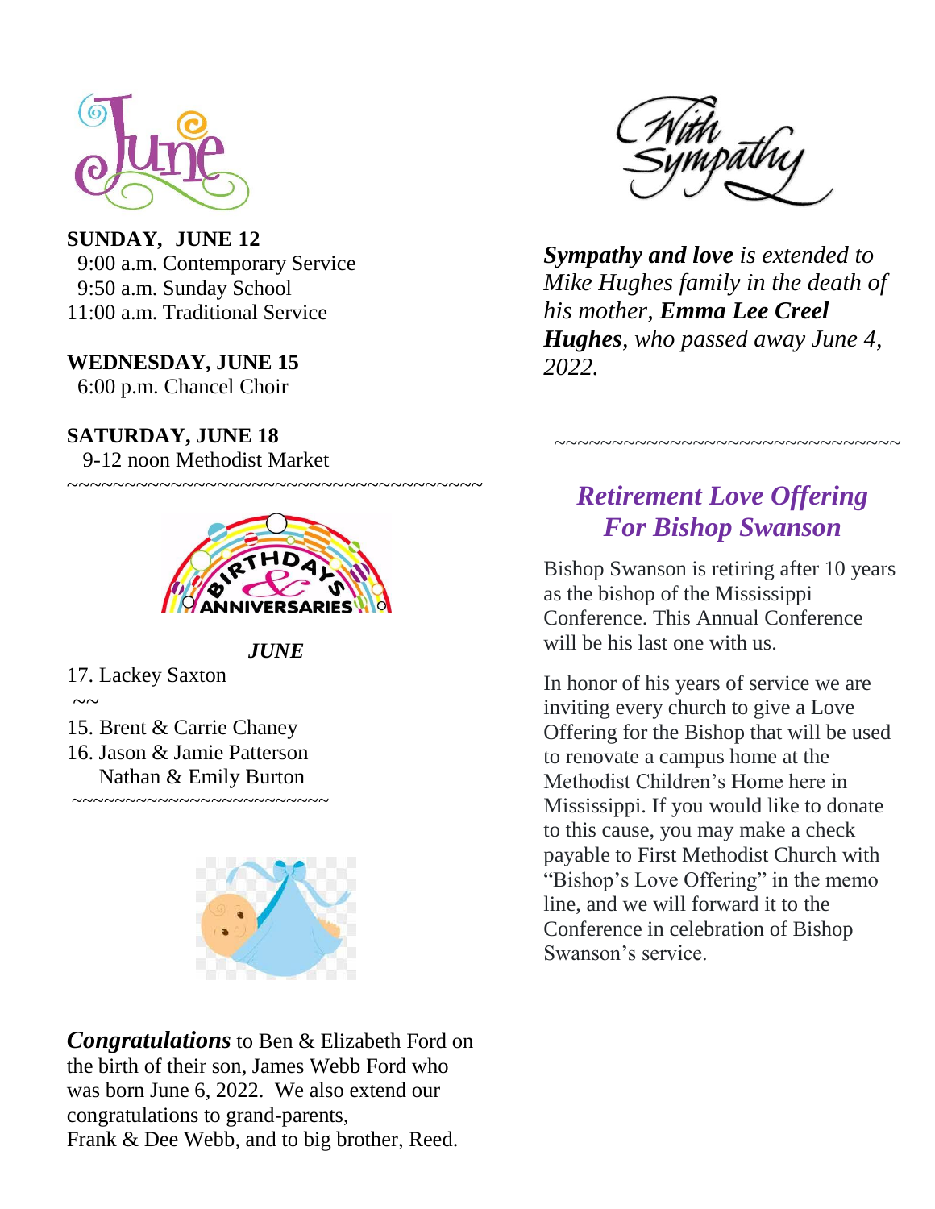# June

**SUNDAY, JUNE 12**
9:00 a.m. Contemporary Service
9:50 a.m. Sunday School
11:00 a.m. Traditional Service

**WEDNESDAY, JUNE 15**
6:00 p.m. Chancel Choir

**SATURDAY, JUNE 18**
9-12 noon Methodist Market

~~~~~~~~~~~~~~~~~~~~~~~~~~~~~~~~~~~~~~~~

## Birthdays & Anniversaries

***JUNE***

17. Lackey Saxton

~~

15. Brent & Carrie Chaney
16. Jason & Jamie Patterson
    Nathan & Emily Burton

~~~~~~~~~~~~~~~~~~~~~~~~~

***Congratulations*** to Ben & Elizabeth Ford on the birth of their son, James Webb Ford who was born June 6, 2022. We also extend our congratulations to grand-parents, Frank & Dee Webb, and to big brother, Reed.

## With Sympathy

***Sympathy and love*** *is extended to Mike Hughes family in the death of his mother,* ***Emma Lee Creel Hughes****, who passed away June 4, 2022.*

~~~~~~~~~~~~~~~~~~~~~~~~~~~~~~~~~

## *Retirement Love Offering For Bishop Swanson*

Bishop Swanson is retiring after 10 years as the bishop of the Mississippi Conference. This Annual Conference will be his last one with us.

In honor of his years of service we are inviting every church to give a Love Offering for the Bishop that will be used to renovate a campus home at the Methodist Children's Home here in Mississippi. If you would like to donate to this cause, you may make a check payable to First Methodist Church with "Bishop's Love Offering" in the memo line, and we will forward it to the Conference in celebration of Bishop Swanson's service.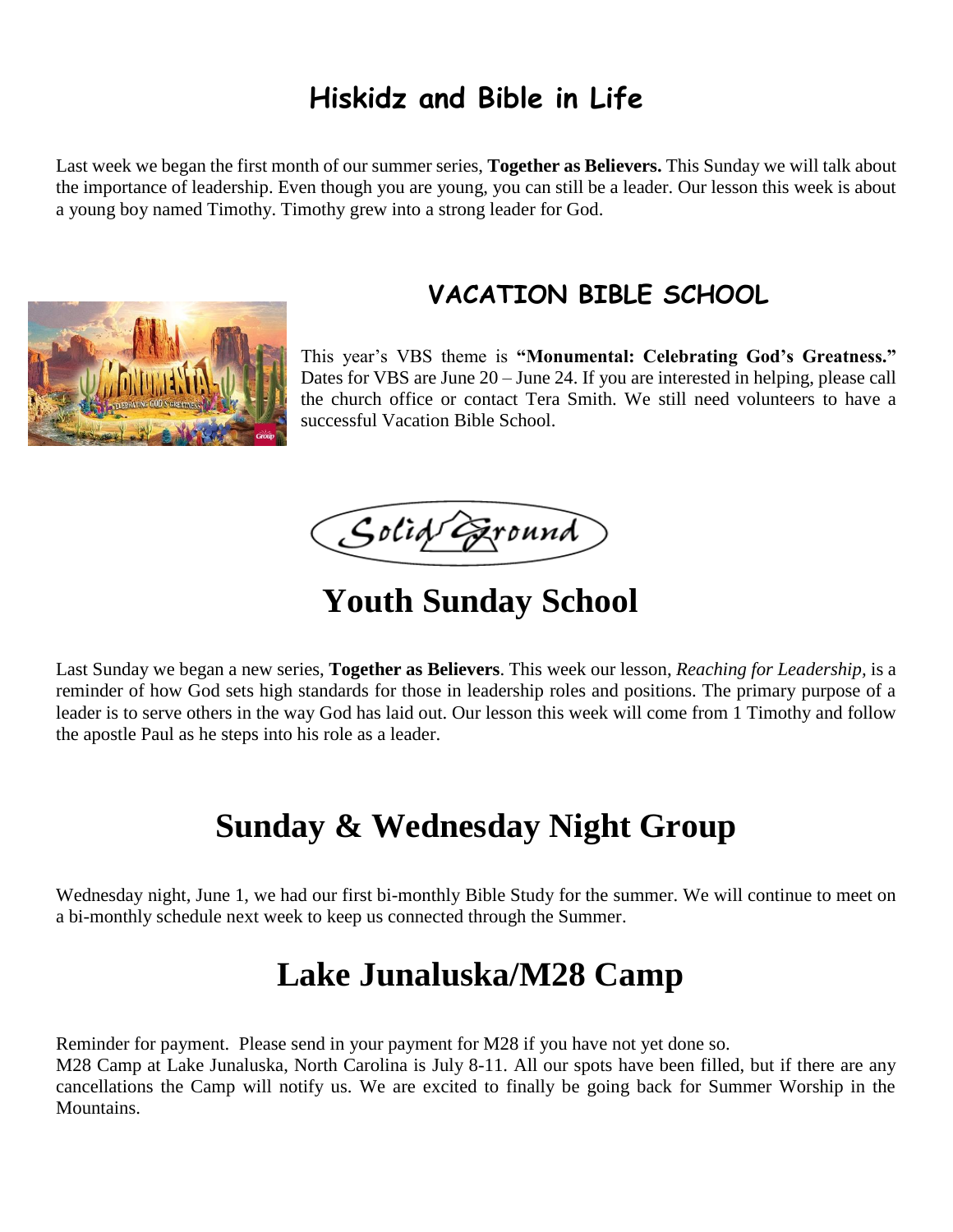## Hiskidz and Bible in Life

Last week we began the first month of our summer series, **Together as Believers.** This Sunday we will talk about the importance of leadership. Even though you are young, you can still be a leader. Our lesson this week is about a young boy named Timothy. Timothy grew into a strong leader for God.

## VACATION BIBLE SCHOOL

This year's VBS theme is **"Monumental: Celebrating God's Greatness."** Dates for VBS are June 20 – June 24. If you are interested in helping, please call the church office or contact Tera Smith. We still need volunteers to have a successful Vacation Bible School.

Solid Ground

## Youth Sunday School

Last Sunday we began a new series, **Together as Believers**. This week our lesson, *Reaching for Leadership,* is a reminder of how God sets high standards for those in leadership roles and positions. The primary purpose of a leader is to serve others in the way God has laid out. Our lesson this week will come from 1 Timothy and follow the apostle Paul as he steps into his role as a leader.

## Sunday & Wednesday Night Group

Wednesday night, June 1, we had our first bi-monthly Bible Study for the summer. We will continue to meet on a bi-monthly schedule next week to keep us connected through the Summer.

## Lake Junaluska/M28 Camp

Reminder for payment. Please send in your payment for M28 if you have not yet done so.
M28 Camp at Lake Junaluska, North Carolina is July 8-11. All our spots have been filled, but if there are any cancellations the Camp will notify us. We are excited to finally be going back for Summer Worship in the Mountains.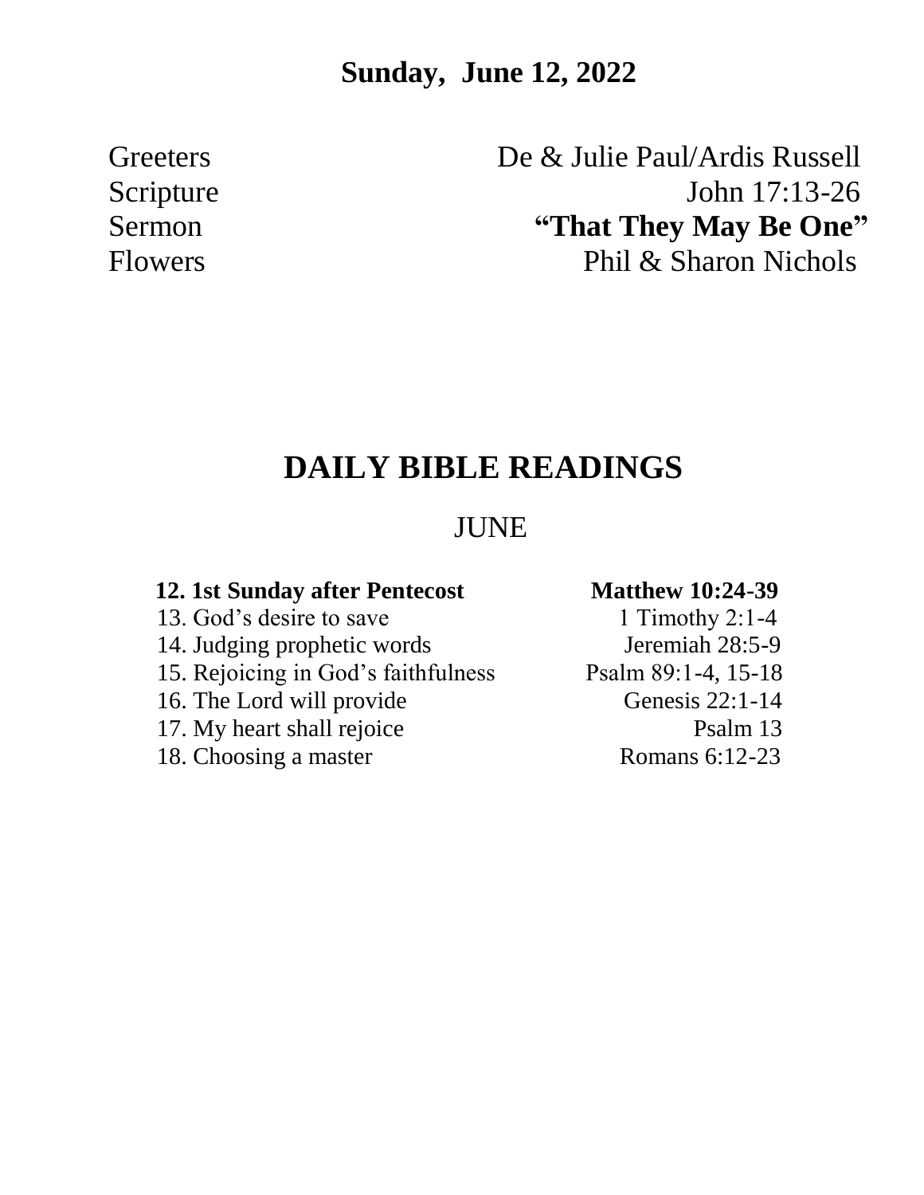## Sunday, June 12, 2022

| | |
|---|---|
| Greeters | De & Julie Paul/Ardis Russell |
| Scripture | John 17:13-26 |
| Sermon | **"That They May Be One"** |
| Flowers | Phil & Sharon Nichols |

# DAILY BIBLE READINGS

## JUNE

| | |
|---|---|
| **12. 1st Sunday after Pentecost** | **Matthew 10:24-39** |
| 13. God's desire to save | 1 Timothy 2:1-4 |
| 14. Judging prophetic words | Jeremiah 28:5-9 |
| 15. Rejoicing in God's faithfulness | Psalm 89:1-4, 15-18 |
| 16. The Lord will provide | Genesis 22:1-14 |
| 17. My heart shall rejoice | Psalm 13 |
| 18. Choosing a master | Romans 6:12-23 |